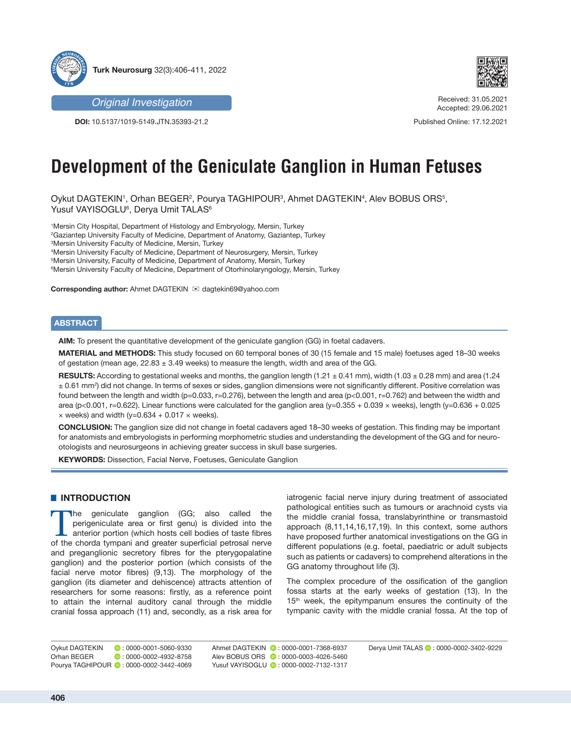*Original Investigation*

**DOI:** 10.5137/1019-5149.JTN.35393-21.2

Received: 31.05.2021
Accepted: 29.06.2021

Published Online: 17.12.2021

# Development of the Geniculate Ganglion in Human Fetuses

Oykut DAGTEKIN[1], Orhan BEGER[2], Pourya TAGHIPOUR[3], Ahmet DAGTEKIN[4], Alev BOBUS ORS[5], Yusuf VAYISOGLU[6], Derya Umit TALAS[6]

[1]Mersin City Hospital, Department of Histology and Embryology, Mersin, Turkey
[2]Gaziantep University Faculty of Medicine, Department of Anatomy, Gaziantep, Turkey
[3]Mersin University Faculty of Medicine, Mersin, Turkey
[4]Mersin University Faculty of Medicine, Department of Neurosurgery, Mersin, Turkey
[5]Mersin University, Faculty of Medicine, Department of Anatomy, Mersin, Turkey
[6]Mersin University Faculty of Medicine, Department of Otorhinolaryngology, Mersin, Turkey

**Corresponding author:** Ahmet DAGTEKIN ✉ dagtekin69@yahoo.com

## ABSTRACT

**AIM:** To present the quantitative development of the geniculate ganglion (GG) in foetal cadavers.

**MATERIAL and METHODS:** This study focused on 60 temporal bones of 30 (15 female and 15 male) foetuses aged 18–30 weeks of gestation (mean age, 22.83 ± 3.49 weeks) to measure the length, width and area of the GG.

**RESULTS:** According to gestational weeks and months, the ganglion length (1.21 ± 0.41 mm), width (1.03 ± 0.28 mm) and area (1.24 ± 0.61 $mm^2$) did not change. In terms of sexes or sides, ganglion dimensions were not significantly different. Positive correlation was found between the length and width (p=0.033, r=0.276), between the length and area (p<0.001, r=0.762) and between the width and area (p<0.001, r=0.622). Linear functions were calculated for the ganglion area (y=0.355 + 0.039 × weeks), length (y=0.636 + 0.025 × weeks) and width (y=0.634 + 0.017 × weeks).

**CONCLUSION:** The ganglion size did not change in foetal cadavers aged 18–30 weeks of gestation. This finding may be important for anatomists and embryologists in performing morphometric studies and understanding the development of the GG and for neuro-otologists and neurosurgeons in achieving greater success in skull base surgeries.

**KEYWORDS:** Dissection, Facial Nerve, Foetuses, Geniculate Ganglion

## INTRODUCTION

The geniculate ganglion (GG; also called the perigeniculate area or first genu) is divided into the anterior portion (which hosts cell bodies of taste fibres of the chorda tympani and greater superficial petrosal nerve and preganglionic secretory fibres for the pterygopalatine ganglion) and the posterior portion (which consists of the facial nerve motor fibres) (9,13). The morphology of the ganglion (its diameter and dehiscence) attracts attention of researchers for some reasons: firstly, as a reference point to attain the internal auditory canal through the middle cranial fossa approach (11) and, secondly, as a risk area for iatrogenic facial nerve injury during treatment of associated pathological entities such as tumours or arachnoid cysts via the middle cranial fossa, translabyrinthine or transmastoid approach (8,11,14,16,17,19). In this context, some authors have proposed further anatomical investigations on the GG in different populations (e.g. foetal, paediatric or adult subjects such as patients or cadavers) to comprehend alterations in the GG anatomy throughout life (3).

The complex procedure of the ossification of the ganglion fossa starts at the early weeks of gestation (13). In the 15th week, the epitympanum ensures the continuity of the tympanic cavity with the middle cranial fossa. At the top of

Oykut DAGTEKIN : 0000-0001-5060-9330
Orhan BEGER : 0000-0002-4932-8758
Pourya TAGHIPOUR : 0000-0002-3442-4069
Ahmet DAGTEKIN : 0000-0001-7368-6937
Alev BOBUS ORS : 0000-0003-4026-5460
Yusuf VAYISOGLU : 0000-0002-7132-1317
Derya Umit TALAS : 0000-0002-3402-9229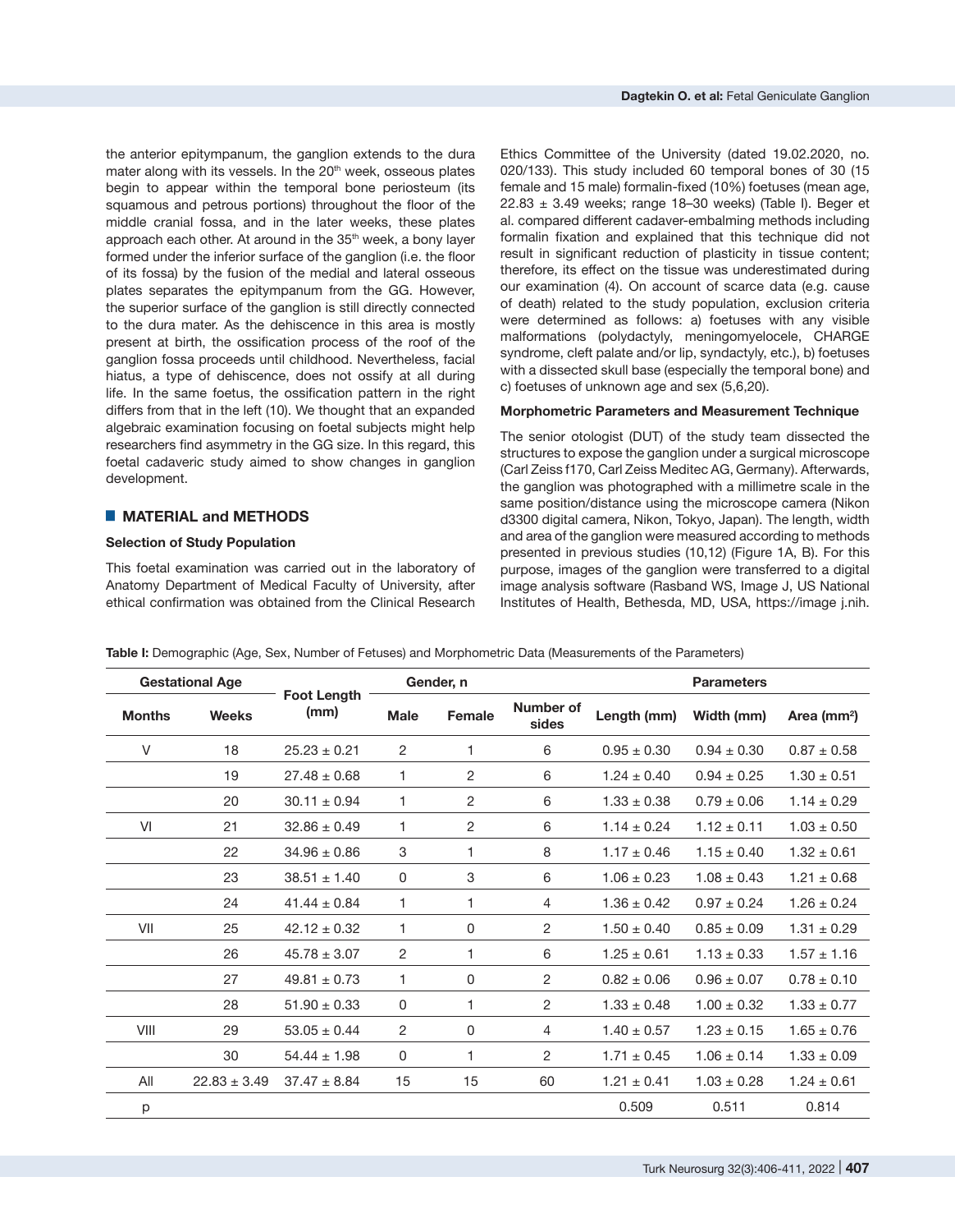the anterior epitympanum, the ganglion extends to the dura mater along with its vessels. In the 20th week, osseous plates begin to appear within the temporal bone periosteum (its squamous and petrous portions) throughout the floor of the middle cranial fossa, and in the later weeks, these plates approach each other. At around in the 35th week, a bony layer formed under the inferior surface of the ganglion (i.e. the floor of its fossa) by the fusion of the medial and lateral osseous plates separates the epitympanum from the GG. However, the superior surface of the ganglion is still directly connected to the dura mater. As the dehiscence in this area is mostly present at birth, the ossification process of the roof of the ganglion fossa proceeds until childhood. Nevertheless, facial hiatus, a type of dehiscence, does not ossify at all during life. In the same foetus, the ossification pattern in the right differs from that in the left (10). We thought that an expanded algebraic examination focusing on foetal subjects might help researchers find asymmetry in the GG size. In this regard, this foetal cadaveric study aimed to show changes in ganglion development.

## MATERIAL and METHODS

### Selection of Study Population

This foetal examination was carried out in the laboratory of Anatomy Department of Medical Faculty of University, after ethical confirmation was obtained from the Clinical Research Ethics Committee of the University (dated 19.02.2020, no. 020/133). This study included 60 temporal bones of 30 (15 female and 15 male) formalin-fixed (10%) foetuses (mean age, 22.83 ± 3.49 weeks; range 18–30 weeks) (Table I). Beger et al. compared different cadaver-embalming methods including formalin fixation and explained that this technique did not result in significant reduction of plasticity in tissue content; therefore, its effect on the tissue was underestimated during our examination (4). On account of scarce data (e.g. cause of death) related to the study population, exclusion criteria were determined as follows: a) foetuses with any visible malformations (polydactyly, meningomyelocele, CHARGE syndrome, cleft palate and/or lip, syndactyly, etc.), b) foetuses with a dissected skull base (especially the temporal bone) and c) foetuses of unknown age and sex (5,6,20).

### Morphometric Parameters and Measurement Technique

The senior otologist (DUT) of the study team dissected the structures to expose the ganglion under a surgical microscope (Carl Zeiss f170, Carl Zeiss Meditec AG, Germany). Afterwards, the ganglion was photographed with a millimetre scale in the same position/distance using the microscope camera (Nikon d3300 digital camera, Nikon, Tokyo, Japan). The length, width and area of the ganglion were measured according to methods presented in previous studies (10,12) (Figure 1A, B). For this purpose, images of the ganglion were transferred to a digital image analysis software (Rasband WS, Image J, US National Institutes of Health, Bethesda, MD, USA, https://image j.nih.

**Table I:** Demographic (Age, Sex, Number of Fetuses) and Morphometric Data (Measurements of the Parameters)

| Gestational Age | | Foot Length (mm) | Gender, n | | Number of sides | Parameters | | |
|---|---|---|---|---|---|---|---|---|
| Months | Weeks | | Male | Female | | Length (mm) | Width (mm) | Area (mm²) |
| V | 18 | 25.23 ± 0.21 | 2 | 1 | 6 | 0.95 ± 0.30 | 0.94 ± 0.30 | 0.87 ± 0.58 |
| | 19 | 27.48 ± 0.68 | 1 | 2 | 6 | 1.24 ± 0.40 | 0.94 ± 0.25 | 1.30 ± 0.51 |
| | 20 | 30.11 ± 0.94 | 1 | 2 | 6 | 1.33 ± 0.38 | 0.79 ± 0.06 | 1.14 ± 0.29 |
| VI | 21 | 32.86 ± 0.49 | 1 | 2 | 6 | 1.14 ± 0.24 | 1.12 ± 0.11 | 1.03 ± 0.50 |
| | 22 | 34.96 ± 0.86 | 3 | 1 | 8 | 1.17 ± 0.46 | 1.15 ± 0.40 | 1.32 ± 0.61 |
| | 23 | 38.51 ± 1.40 | 0 | 3 | 6 | 1.06 ± 0.23 | 1.08 ± 0.43 | 1.21 ± 0.68 |
| | 24 | 41.44 ± 0.84 | 1 | 1 | 4 | 1.36 ± 0.42 | 0.97 ± 0.24 | 1.26 ± 0.24 |
| VII | 25 | 42.12 ± 0.32 | 1 | 0 | 2 | 1.50 ± 0.40 | 0.85 ± 0.09 | 1.31 ± 0.29 |
| | 26 | 45.78 ± 3.07 | 2 | 1 | 6 | 1.25 ± 0.61 | 1.13 ± 0.33 | 1.57 ± 1.16 |
| | 27 | 49.81 ± 0.73 | 1 | 0 | 2 | 0.82 ± 0.06 | 0.96 ± 0.07 | 0.78 ± 0.10 |
| | 28 | 51.90 ± 0.33 | 0 | 1 | 2 | 1.33 ± 0.48 | 1.00 ± 0.32 | 1.33 ± 0.77 |
| VIII | 29 | 53.05 ± 0.44 | 2 | 0 | 4 | 1.40 ± 0.57 | 1.23 ± 0.15 | 1.65 ± 0.76 |
| | 30 | 54.44 ± 1.98 | 0 | 1 | 2 | 1.71 ± 0.45 | 1.06 ± 0.14 | 1.33 ± 0.09 |
| All | 22.83 ± 3.49 | 37.47 ± 8.84 | 15 | 15 | 60 | 1.21 ± 0.41 | 1.03 ± 0.28 | 1.24 ± 0.61 |
| p | | | | | | 0.509 | 0.511 | 0.814 |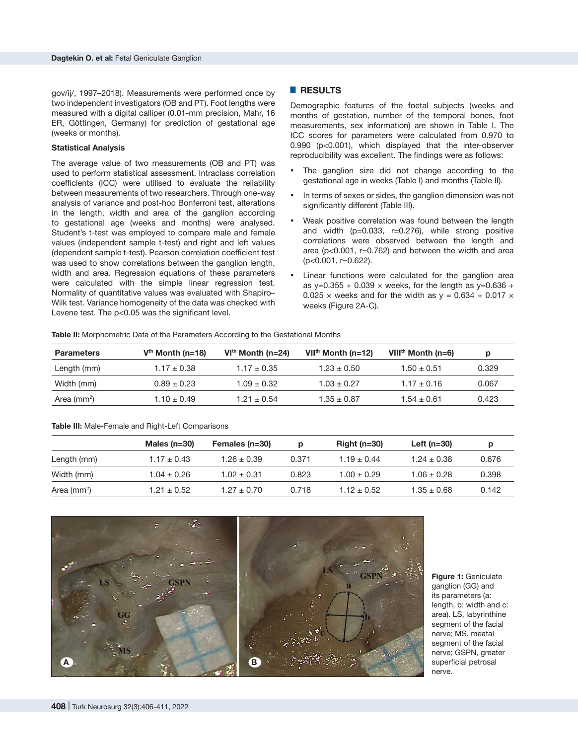gov/ij/, 1997–2018). Measurements were performed once by two independent investigators (OB and PT). Foot lengths were measured with a digital calliper (0.01-mm precision, Mahr, 16 ER, Göttingen, Germany) for prediction of gestational age (weeks or months).

**Statistical Analysis**

The average value of two measurements (OB and PT) was used to perform statistical assessment. Intraclass correlation coefficients (ICC) were utilised to evaluate the reliability between measurements of two researchers. Through one-way analysis of variance and post-hoc Bonferroni test, alterations in the length, width and area of the ganglion according to gestational age (weeks and months) were analysed. Student's t-test was employed to compare male and female values (independent sample t-test) and right and left values (dependent sample t-test). Pearson correlation coefficient test was used to show correlations between the ganglion length, width and area. Regression equations of these parameters were calculated with the simple linear regression test. Normality of quantitative values was evaluated with Shapiro–Wilk test. Variance homogeneity of the data was checked with Levene test. The $p<0.05$ was the significant level.

## RESULTS

Demographic features of the foetal subjects (weeks and months of gestation, number of the temporal bones, foot measurements, sex information) are shown in Table I. The ICC scores for parameters were calculated from 0.970 to 0.990 ($p<0.001$), which displayed that the inter-observer reproducibility was excellent. The findings were as follows:

- The ganglion size did not change according to the gestational age in weeks (Table I) and months (Table II).
- In terms of sexes or sides, the ganglion dimension was not significantly different (Table III).
- Weak positive correlation was found between the length and width ($p=0.033$, $r=0.276$), while strong positive correlations were observed between the length and area ($p<0.001$, $r=0.762$) and between the width and area ($p<0.001$, $r=0.622$).
- Linear functions were calculated for the ganglion area as $y=0.355 + 0.039 \times$ weeks, for the length as $y=0.636 + 0.025 \times$ weeks and for the width as $y = 0.634 + 0.017 \times$ weeks (Figure 2A-C).

**Table II:** Morphometric Data of the Parameters According to the Gestational Months

| Parameters | V[th] Month (n=18) | VI[th] Month (n=24) | VII[th] Month (n=12) | VIII[th] Month (n=6) | p |
|---|---|---|---|---|---|
| Length (mm) | 1.17 ± 0.38 | 1.17 ± 0.35 | 1.23 ± 0.50 | 1.50 ± 0.51 | 0.329 |
| Width (mm) | 0.89 ± 0.23 | 1.09 ± 0.32 | 1.03 ± 0.27 | 1.17 ± 0.16 | 0.067 |
| Area (mm$^2$) | 1.10 ± 0.49 | 1.21 ± 0.54 | 1.35 ± 0.87 | 1.54 ± 0.61 | 0.423 |

**Table III:** Male-Female and Right-Left Comparisons

| | Males (n=30) | Females (n=30) | p | Right (n=30) | Left (n=30) | p |
|---|---|---|---|---|---|---|
| Length (mm) | 1.17 ± 0.43 | 1.26 ± 0.39 | 0.371 | 1.19 ± 0.44 | 1.24 ± 0.38 | 0.676 |
| Width (mm) | 1.04 ± 0.26 | 1.02 ± 0.31 | 0.823 | 1.00 ± 0.29 | 1.06 ± 0.28 | 0.398 |
| Area (mm$^2$) | 1.21 ± 0.52 | 1.27 ± 0.70 | 0.718 | 1.12 ± 0.52 | 1.35 ± 0.68 | 0.142 |

**Figure 1:** Geniculate ganglion (GG) and its parameters (a: length, b: width and c: area). LS, labyrinthine segment of the facial nerve; MS, meatal segment of the facial nerve; GSPN, greater superficial petrosal nerve.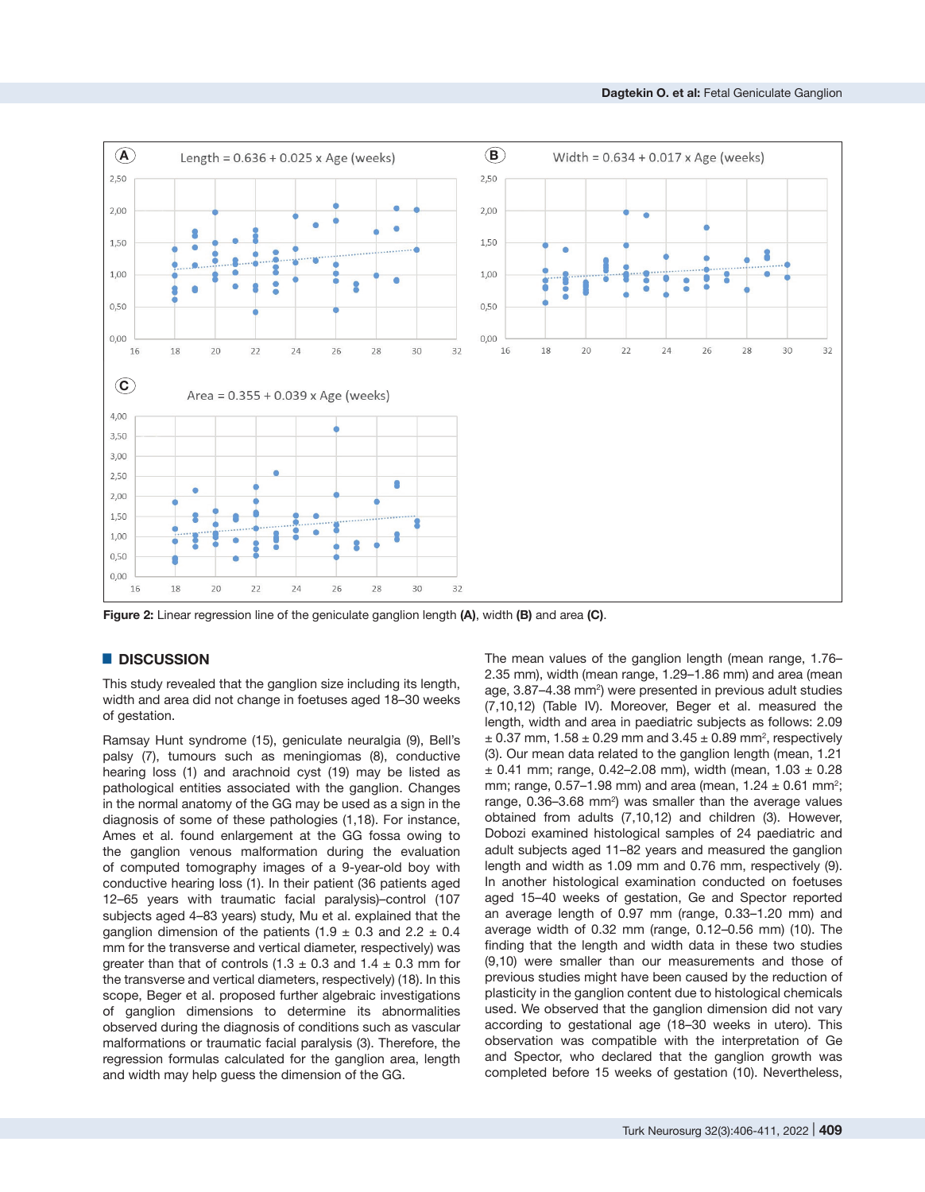Length = 0.636 + 0.025 x Age (weeks)

Width = 0.634 + 0.017 x Age (weeks)

Area = 0.355 + 0.039 x Age (weeks)

**Figure 2:** Linear regression line of the geniculate ganglion length **(A)**, width **(B)** and area **(C)**.

## DISCUSSION

This study revealed that the ganglion size including its length, width and area did not change in foetuses aged 18–30 weeks of gestation.

Ramsay Hunt syndrome (15), geniculate neuralgia (9), Bell's palsy (7), tumours such as meningiomas (8), conductive hearing loss (1) and arachnoid cyst (19) may be listed as pathological entities associated with the ganglion. Changes in the normal anatomy of the GG may be used as a sign in the diagnosis of some of these pathologies (1,18). For instance, Ames et al. found enlargement at the GG fossa owing to the ganglion venous malformation during the evaluation of computed tomography images of a 9-year-old boy with conductive hearing loss (1). In their patient (36 patients aged 12–65 years with traumatic facial paralysis)–control (107 subjects aged 4–83 years) study, Mu et al. explained that the ganglion dimension of the patients (1.9 ± 0.3 and 2.2 ± 0.4 mm for the transverse and vertical diameter, respectively) was greater than that of controls (1.3 ± 0.3 and 1.4 ± 0.3 mm for the transverse and vertical diameters, respectively) (18). In this scope, Beger et al. proposed further algebraic investigations of ganglion dimensions to determine its abnormalities observed during the diagnosis of conditions such as vascular malformations or traumatic facial paralysis (3). Therefore, the regression formulas calculated for the ganglion area, length and width may help guess the dimension of the GG.

The mean values of the ganglion length (mean range, 1.76–2.35 mm), width (mean range, 1.29–1.86 mm) and area (mean age, 3.87–4.38 $mm^2$) were presented in previous adult studies (7,10,12) (Table IV). Moreover, Beger et al. measured the length, width and area in paediatric subjects as follows: 2.09 ± 0.37 mm, 1.58 ± 0.29 mm and 3.45 ± 0.89 $mm^2$, respectively (3). Our mean data related to the ganglion length (mean, 1.21 ± 0.41 mm; range, 0.42–2.08 mm), width (mean, 1.03 ± 0.28 mm; range, 0.57–1.98 mm) and area (mean, 1.24 ± 0.61 $mm^2$; range, 0.36–3.68 $mm^2$) was smaller than the average values obtained from adults (7,10,12) and children (3). However, Dobozi examined histological samples of 24 paediatric and adult subjects aged 11–82 years and measured the ganglion length and width as 1.09 mm and 0.76 mm, respectively (9). In another histological examination conducted on foetuses aged 15–40 weeks of gestation, Ge and Spector reported an average length of 0.97 mm (range, 0.33–1.20 mm) and average width of 0.32 mm (range, 0.12–0.56 mm) (10). The finding that the length and width data in these two studies (9,10) were smaller than our measurements and those of previous studies might have been caused by the reduction of plasticity in the ganglion content due to histological chemicals used. We observed that the ganglion dimension did not vary according to gestational age (18–30 weeks in utero). This observation was compatible with the interpretation of Ge and Spector, who declared that the ganglion growth was completed before 15 weeks of gestation (10). Nevertheless,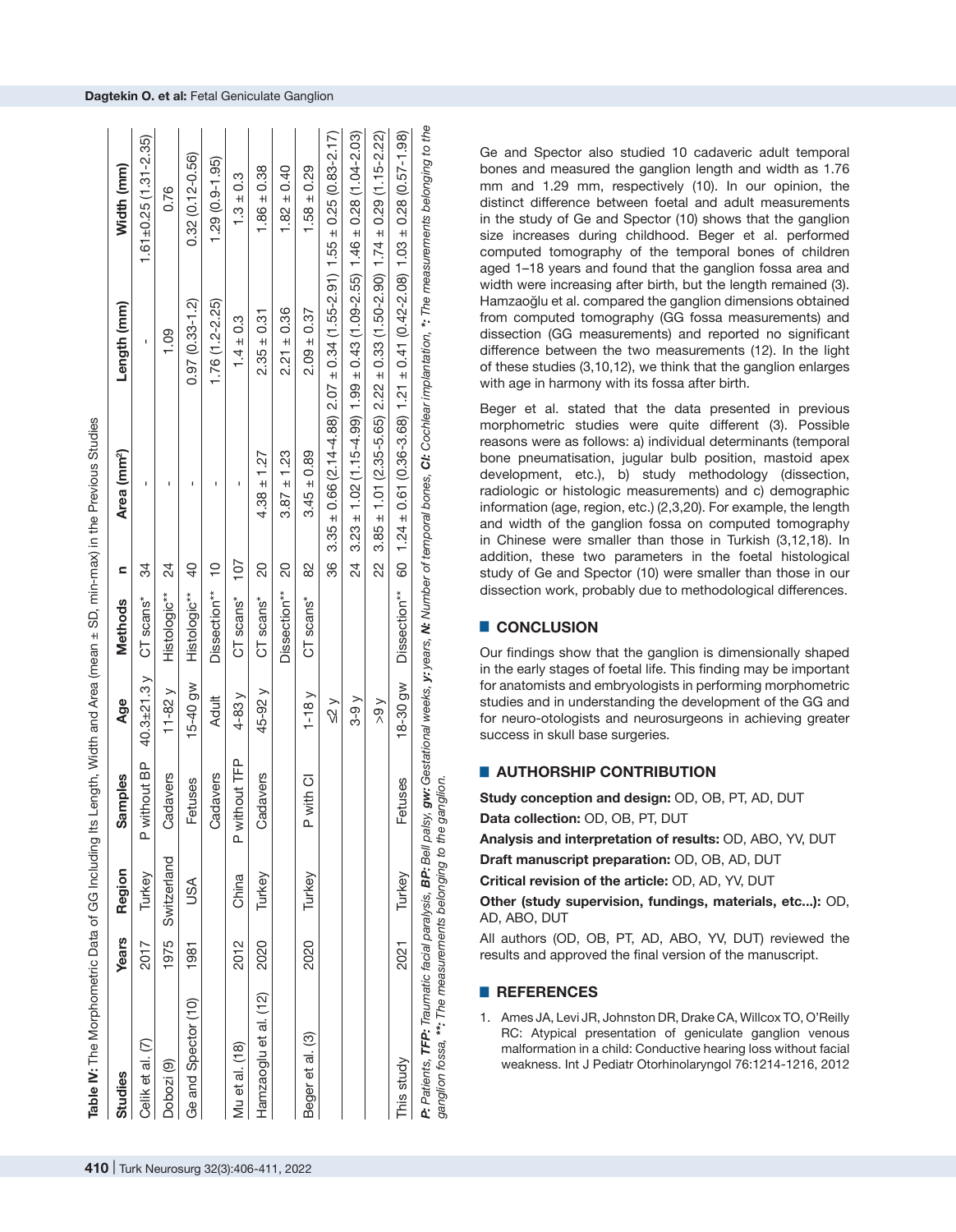**Table IV:** The Morphometric Data of GG Including Its Length, Width and Area (mean ± SD, min-max) in the Previous Studies

| Studies | Years | Region | Samples | Age | Methods | n | Area (mm²) | Length (mm) | Width (mm) |
|---|---|---|---|---|---|---|---|---|---|
| Celik et al. (7) | 2017 | Turkey | P without BP | 40.3±21.3 y | CT scans* | 34 | - | - | 1.61±0.25 (1.31-2.35) |
| Dobozi (9) | 1975 | Switzerland | Cadavers | 11-82 y | Histologic** | 24 | - | 1.09 | 0.76 |
| Ge and Spector (10) | 1981 | USA | Fetuses | 15-40 gw | Histologic** | 40 | - | 0.97 (0.33-1.2) | 0.32 (0.12-0.56) |
| | | | Cadavers | Adult | Dissection** | 10 | - | 1.76 (1.2-2.25) | 1.29 (0.9-1.95) |
| Mu et al. (18) | 2012 | China | P without TFP | 4-83 y | CT scans* | 107 | - | 1.4 ± 0.3 | 1.3 ± 0.3 |
| Hamzaoglu et al. (12) | 2020 | Turkey | Cadavers | 45-92 y | CT scans* | 20 | 4.38 ± 1.27 | 2.35 ± 0.31 | 1.86 ± 0.38 |
| | | | | | Dissection** | 20 | 3.87 ± 1.23 | 2.21 ± 0.36 | 1.82 ± 0.40 |
| Beger et al. (3) | 2020 | Turkey | P with CI | 1-18 y | CT scans* | 82 | 3.45 ± 0.89 | 2.09 ± 0.37 | 1.58 ± 0.29 |
| | | | | ≤2 y | | 36 | 3.35 ± 0.66 (2.14-4.88) | 2.07 ± 0.34 (1.55-2.91) | 1.55 ± 0.25 (0.83-2.17) |
| | | | | 3-9 y | | 24 | 3.23 ± 1.02 (1.15-4.99) | 1.99 ± 0.43 (1.09-2.55) | 1.46 ± 0.28 (1.04-2.03) |
| | | | | >9 y | | 22 | 3.85 ± 1.01 (2.35-5.65) | 2.22 ± 0.33 (1.50-2.90) | 1.74 ± 0.29 (1.15-2.22) |
| This study | 2021 | Turkey | Fetuses | 18-30 gw | Dissection** | 60 | 1.24 ± 0.61 (0.36-3.68) | 1.21 ± 0.41 (0.42-2.08) | 1.03 ± 0.28 (0.57-1.98) |

***P:** Patients, **TFP:** Traumatic facial paralysis, **BP:** Bell palsy, **gw:** Gestational weeks, **y:** years, **N:** Number of temporal bones, **CI:** Cochlear implantation, **\*:** The measurements belonging to the ganglion fossa, **\*\*:** The measurements belonging to the ganglion.*

Ge and Spector also studied 10 cadaveric adult temporal bones and measured the ganglion length and width as 1.76 mm and 1.29 mm, respectively (10). In our opinion, the distinct difference between foetal and adult measurements in the study of Ge and Spector (10) shows that the ganglion size increases during childhood. Beger et al. performed computed tomography of the temporal bones of children aged 1–18 years and found that the ganglion fossa area and width were increasing after birth, but the length remained (3). Hamzaoğlu et al. compared the ganglion dimensions obtained from computed tomography (GG fossa measurements) and dissection (GG measurements) and reported no significant difference between the two measurements (12). In the light of these studies (3,10,12), we think that the ganglion enlarges with age in harmony with its fossa after birth.

Beger et al. stated that the data presented in previous morphometric studies were quite different (3). Possible reasons were as follows: a) individual determinants (temporal bone pneumatisation, jugular bulb position, mastoid apex development, etc.), b) study methodology (dissection, radiologic or histologic measurements) and c) demographic information (age, region, etc.) (2,3,20). For example, the length and width of the ganglion fossa on computed tomography in Chinese were smaller than those in Turkish (3,12,18). In addition, these two parameters in the foetal histological study of Ge and Spector (10) were smaller than those in our dissection work, probably due to methodological differences.

## CONCLUSION

Our findings show that the ganglion is dimensionally shaped in the early stages of foetal life. This finding may be important for anatomists and embryologists in performing morphometric studies and in understanding the development of the GG and for neuro-otologists and neurosurgeons in achieving greater success in skull base surgeries.

## AUTHORSHIP CONTRIBUTION

**Study conception and design:** OD, OB, PT, AD, DUT

**Data collection:** OD, OB, PT, DUT

**Analysis and interpretation of results:** OD, ABO, YV, DUT

**Draft manuscript preparation:** OD, OB, AD, DUT

**Critical revision of the article:** OD, AD, YV, DUT

**Other (study supervision, fundings, materials, etc...):** OD, AD, ABO, DUT

All authors (OD, OB, PT, AD, ABO, YV, DUT) reviewed the results and approved the final version of the manuscript.

## REFERENCES

1. Ames JA, Levi JR, Johnston DR, Drake CA, Willcox TO, O'Reilly RC: Atypical presentation of geniculate ganglion venous malformation in a child: Conductive hearing loss without facial weakness. Int J Pediatr Otorhinolaryngol 76:1214-1216, 2012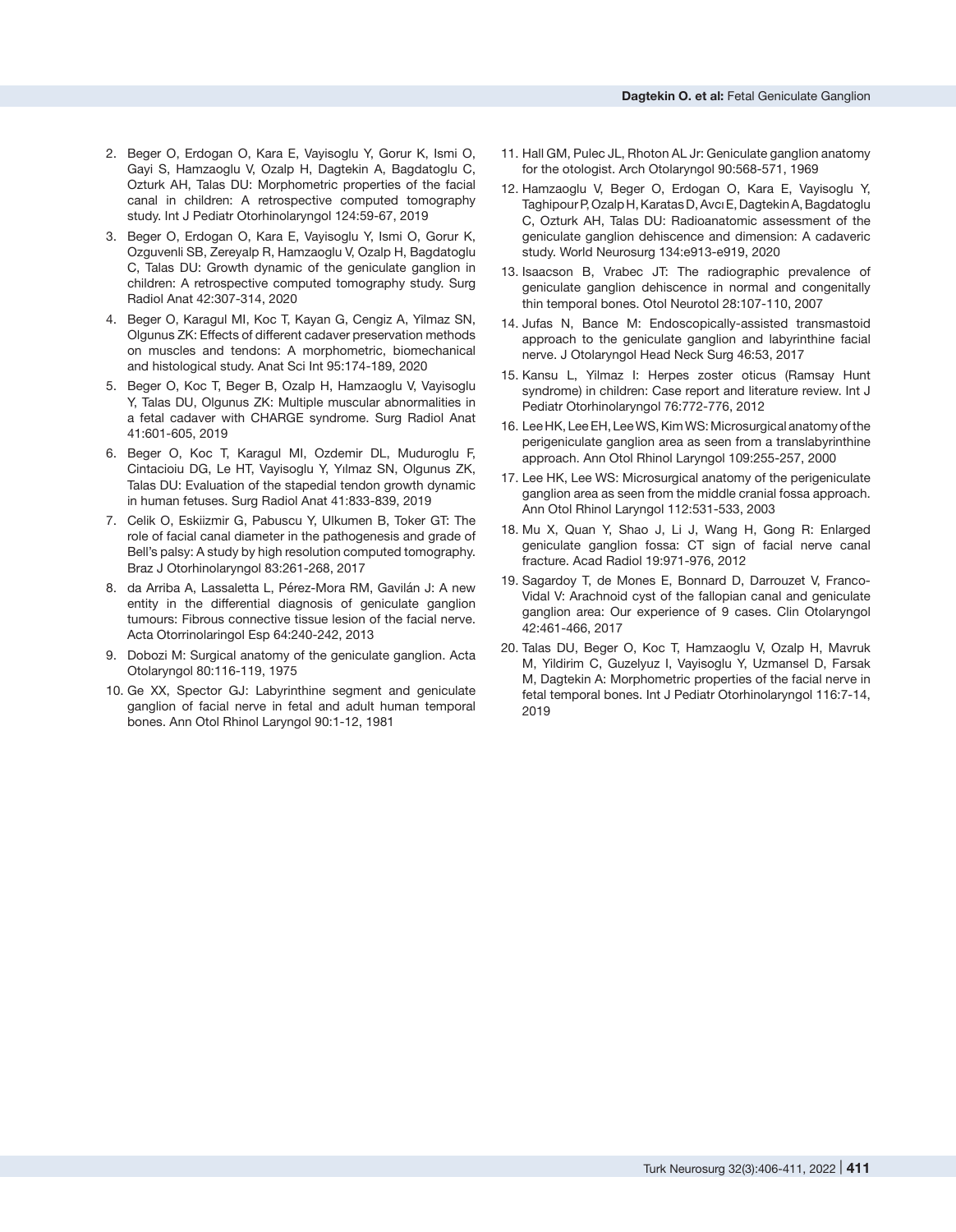2. Beger O, Erdogan O, Kara E, Vayisoglu Y, Gorur K, Ismi O, Gayi S, Hamzaoglu V, Ozalp H, Dagtekin A, Bagdatoglu C, Ozturk AH, Talas DU: Morphometric properties of the facial canal in children: A retrospective computed tomography study. Int J Pediatr Otorhinolaryngol 124:59-67, 2019
3. Beger O, Erdogan O, Kara E, Vayisoglu Y, Ismi O, Gorur K, Ozguvenli SB, Zereyalp R, Hamzaoglu V, Ozalp H, Bagdatoglu C, Talas DU: Growth dynamic of the geniculate ganglion in children: A retrospective computed tomography study. Surg Radiol Anat 42:307-314, 2020
4. Beger O, Karagul MI, Koc T, Kayan G, Cengiz A, Yilmaz SN, Olgunus ZK: Effects of different cadaver preservation methods on muscles and tendons: A morphometric, biomechanical and histological study. Anat Sci Int 95:174-189, 2020
5. Beger O, Koc T, Beger B, Ozalp H, Hamzaoglu V, Vayisoglu Y, Talas DU, Olgunus ZK: Multiple muscular abnormalities in a fetal cadaver with CHARGE syndrome. Surg Radiol Anat 41:601-605, 2019
6. Beger O, Koc T, Karagul MI, Ozdemir DL, Muduroglu F, Cintacioiu DG, Le HT, Vayisoglu Y, Yılmaz SN, Olgunus ZK, Talas DU: Evaluation of the stapedial tendon growth dynamic in human fetuses. Surg Radiol Anat 41:833-839, 2019
7. Celik O, Eskiizmir G, Pabuscu Y, Ulkumen B, Toker GT: The role of facial canal diameter in the pathogenesis and grade of Bell's palsy: A study by high resolution computed tomography. Braz J Otorhinolaryngol 83:261-268, 2017
8. da Arriba A, Lassaletta L, Pérez-Mora RM, Gavilán J: A new entity in the differential diagnosis of geniculate ganglion tumours: Fibrous connective tissue lesion of the facial nerve. Acta Otorrinolaringol Esp 64:240-242, 2013
9. Dobozi M: Surgical anatomy of the geniculate ganglion. Acta Otolaryngol 80:116-119, 1975
10. Ge XX, Spector GJ: Labyrinthine segment and geniculate ganglion of facial nerve in fetal and adult human temporal bones. Ann Otol Rhinol Laryngol 90:1-12, 1981
11. Hall GM, Pulec JL, Rhoton AL Jr: Geniculate ganglion anatomy for the otologist. Arch Otolaryngol 90:568-571, 1969
12. Hamzaoglu V, Beger O, Erdogan O, Kara E, Vayisoglu Y, Taghipour P, Ozalp H, Karatas D, Avcı E, Dagtekin A, Bagdatoglu C, Ozturk AH, Talas DU: Radioanatomic assessment of the geniculate ganglion dehiscence and dimension: A cadaveric study. World Neurosurg 134:e913-e919, 2020
13. Isaacson B, Vrabec JT: The radiographic prevalence of geniculate ganglion dehiscence in normal and congenitally thin temporal bones. Otol Neurotol 28:107-110, 2007
14. Jufas N, Bance M: Endoscopically-assisted transmastoid approach to the geniculate ganglion and labyrinthine facial nerve. J Otolaryngol Head Neck Surg 46:53, 2017
15. Kansu L, Yilmaz I: Herpes zoster oticus (Ramsay Hunt syndrome) in children: Case report and literature review. Int J Pediatr Otorhinolaryngol 76:772-776, 2012
16. Lee HK, Lee EH, Lee WS, Kim WS: Microsurgical anatomy of the perigeniculate ganglion area as seen from a translabyrinthine approach. Ann Otol Rhinol Laryngol 109:255-257, 2000
17. Lee HK, Lee WS: Microsurgical anatomy of the perigeniculate ganglion area as seen from the middle cranial fossa approach. Ann Otol Rhinol Laryngol 112:531-533, 2003
18. Mu X, Quan Y, Shao J, Li J, Wang H, Gong R: Enlarged geniculate ganglion fossa: CT sign of facial nerve canal fracture. Acad Radiol 19:971-976, 2012
19. Sagardoy T, de Mones E, Bonnard D, Darrouzet V, Franco-Vidal V: Arachnoid cyst of the fallopian canal and geniculate ganglion area: Our experience of 9 cases. Clin Otolaryngol 42:461-466, 2017
20. Talas DU, Beger O, Koc T, Hamzaoglu V, Ozalp H, Mavruk M, Yildirim C, Guzelyuz I, Vayisoglu Y, Uzmansel D, Farsak M, Dagtekin A: Morphometric properties of the facial nerve in fetal temporal bones. Int J Pediatr Otorhinolaryngol 116:7-14, 2019